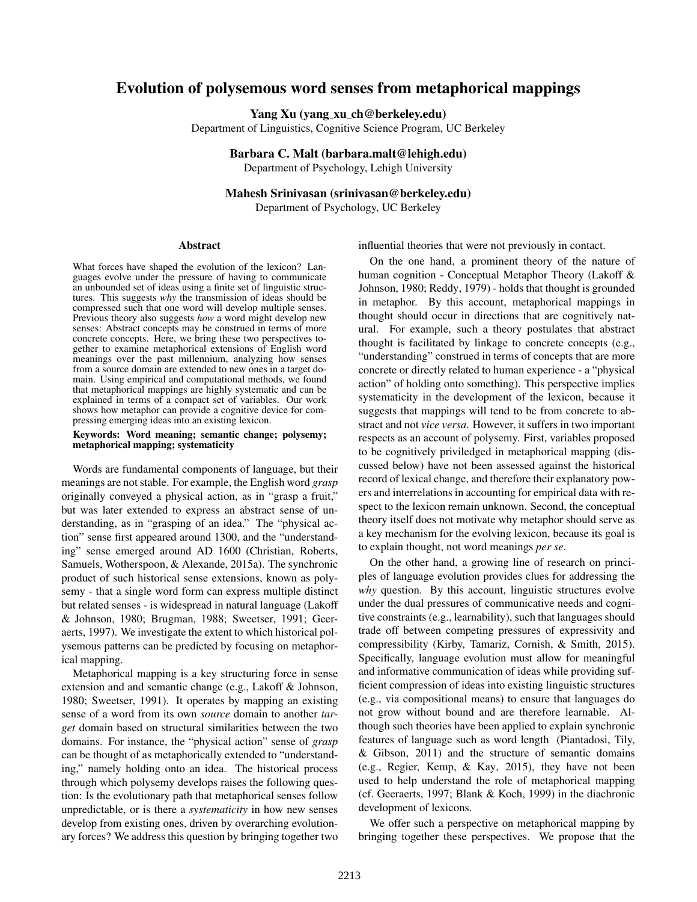# Evolution of polysemous word senses from metaphorical mappings

**Yang Xu (yang_xu_ch@berkeley.edu)**
Department of Linguistics, Cognitive Science Program, UC Berkeley

**Barbara C. Malt (barbara.malt@lehigh.edu)**
Department of Psychology, Lehigh University

**Mahesh Srinivasan (srinivasan@berkeley.edu)**
Department of Psychology, UC Berkeley

## Abstract

What forces have shaped the evolution of the lexicon? Languages evolve under the pressure of having to communicate an unbounded set of ideas using a finite set of linguistic structures. This suggests *why* the transmission of ideas should be compressed such that one word will develop multiple senses. Previous theory also suggests *how* a word might develop new senses: Abstract concepts may be construed in terms of more concrete concepts. Here, we bring these two perspectives together to examine metaphorical extensions of English word meanings over the past millennium, analyzing how senses from a source domain are extended to new ones in a target domain. Using empirical and computational methods, we found that metaphorical mappings are highly systematic and can be explained in terms of a compact set of variables. Our work shows how metaphor can provide a cognitive device for compressing emerging ideas into an existing lexicon.

**Keywords: Word meaning; semantic change; polysemy; metaphorical mapping; systematicity**

Words are fundamental components of language, but their meanings are not stable. For example, the English word *grasp* originally conveyed a physical action, as in "grasp a fruit," but was later extended to express an abstract sense of understanding, as in "grasping of an idea." The "physical action" sense first appeared around 1300, and the "understanding" sense emerged around AD 1600 (Christian, Roberts, Samuels, Wotherspoon, & Alexande, 2015a). The synchronic product of such historical sense extensions, known as polysemy - that a single word form can express multiple distinct but related senses - is widespread in natural language (Lakoff & Johnson, 1980; Brugman, 1988; Sweetser, 1991; Geeraerts, 1997). We investigate the extent to which historical polysemous patterns can be predicted by focusing on metaphorical mapping.

Metaphorical mapping is a key structuring force in sense extension and and semantic change (e.g., Lakoff & Johnson, 1980; Sweetser, 1991). It operates by mapping an existing sense of a word from its own *source* domain to another *target* domain based on structural similarities between the two domains. For instance, the "physical action" sense of *grasp* can be thought of as metaphorically extended to "understanding," namely holding onto an idea. The historical process through which polysemy develops raises the following question: Is the evolutionary path that metaphorical senses follow unpredictable, or is there a *systematicity* in how new senses develop from existing ones, driven by overarching evolutionary forces? We address this question by bringing together two influential theories that were not previously in contact.

On the one hand, a prominent theory of the nature of human cognition - Conceptual Metaphor Theory (Lakoff & Johnson, 1980; Reddy, 1979) - holds that thought is grounded in metaphor. By this account, metaphorical mappings in thought should occur in directions that are cognitively natural. For example, such a theory postulates that abstract thought is facilitated by linkage to concrete concepts (e.g., "understanding" construed in terms of concepts that are more concrete or directly related to human experience - a "physical action" of holding onto something). This perspective implies systematicity in the development of the lexicon, because it suggests that mappings will tend to be from concrete to abstract and not *vice versa*. However, it suffers in two important respects as an account of polysemy. First, variables proposed to be cognitively priviledged in metaphorical mapping (discussed below) have not been assessed against the historical record of lexical change, and therefore their explanatory powers and interrelations in accounting for empirical data with respect to the lexicon remain unknown. Second, the conceptual theory itself does not motivate why metaphor should serve as a key mechanism for the evolving lexicon, because its goal is to explain thought, not word meanings *per se*.

On the other hand, a growing line of research on principles of language evolution provides clues for addressing the *why* question. By this account, linguistic structures evolve under the dual pressures of communicative needs and cognitive constraints (e.g., learnability), such that languages should trade off between competing pressures of expressivity and compressibility (Kirby, Tamariz, Cornish, & Smith, 2015). Specifically, language evolution must allow for meaningful and informative communication of ideas while providing sufficient compression of ideas into existing linguistic structures (e.g., via compositional means) to ensure that languages do not grow without bound and are therefore learnable. Although such theories have been applied to explain synchronic features of language such as word length (Piantadosi, Tily, & Gibson, 2011) and the structure of semantic domains (e.g., Regier, Kemp, & Kay, 2015), they have not been used to help understand the role of metaphorical mapping (cf. Geeraerts, 1997; Blank & Koch, 1999) in the diachronic development of lexicons.

We offer such a perspective on metaphorical mapping by bringing together these perspectives. We propose that the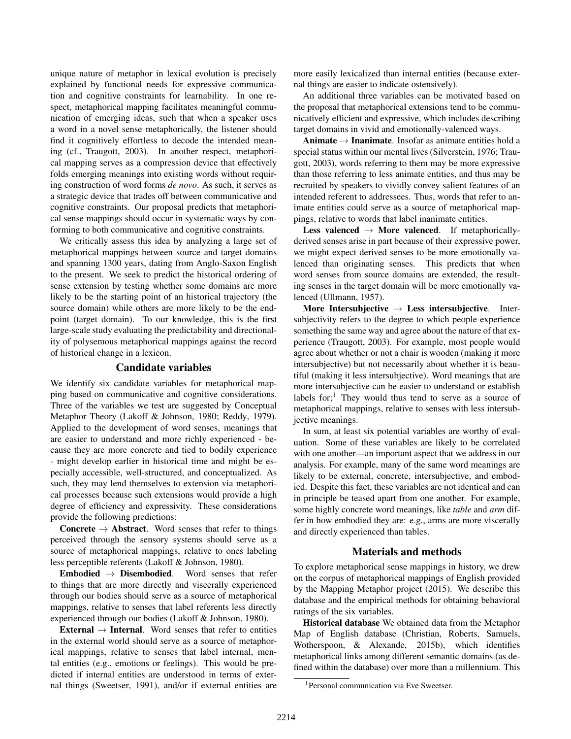unique nature of metaphor in lexical evolution is precisely explained by functional needs for expressive communication and cognitive constraints for learnability. In one respect, metaphorical mapping facilitates meaningful communication of emerging ideas, such that when a speaker uses a word in a novel sense metaphorically, the listener should find it cognitively effortless to decode the intended meaning (cf., Traugott, 2003). In another respect, metaphorical mapping serves as a compression device that effectively folds emerging meanings into existing words without requiring construction of word forms *de novo*. As such, it serves as a strategic device that trades off between communicative and cognitive constraints. Our proposal predicts that metaphorical sense mappings should occur in systematic ways by conforming to both communicative and cognitive constraints.

We critically assess this idea by analyzing a large set of metaphorical mappings between source and target domains and spanning 1300 years, dating from Anglo-Saxon English to the present. We seek to predict the historical ordering of sense extension by testing whether some domains are more likely to be the starting point of an historical trajectory (the source domain) while others are more likely to be the endpoint (target domain). To our knowledge, this is the first large-scale study evaluating the predictability and directionality of polysemous metaphorical mappings against the record of historical change in a lexicon.

## Candidate variables

We identify six candidate variables for metaphorical mapping based on communicative and cognitive considerations. Three of the variables we test are suggested by Conceptual Metaphor Theory (Lakoff & Johnson, 1980; Reddy, 1979). Applied to the development of word senses, meanings that are easier to understand and more richly experienced - because they are more concrete and tied to bodily experience - might develop earlier in historical time and might be especially accessible, well-structured, and conceptualized. As such, they may lend themselves to extension via metaphorical processes because such extensions would provide a high degree of efficiency and expressivity. These considerations provide the following predictions:

**Concrete → Abstract**. Word senses that refer to things perceived through the sensory systems should serve as a source of metaphorical mappings, relative to ones labeling less perceptible referents (Lakoff & Johnson, 1980).

**Embodied → Disembodied**. Word senses that refer to things that are more directly and viscerally experienced through our bodies should serve as a source of metaphorical mappings, relative to senses that label referents less directly experienced through our bodies (Lakoff & Johnson, 1980).

**External → Internal**. Word senses that refer to entities in the external world should serve as a source of metaphorical mappings, relative to senses that label internal, mental entities (e.g., emotions or feelings). This would be predicted if internal entities are understood in terms of external things (Sweetser, 1991), and/or if external entities are more easily lexicalized than internal entities (because external things are easier to indicate ostensively).

An additional three variables can be motivated based on the proposal that metaphorical extensions tend to be communicatively efficient and expressive, which includes describing target domains in vivid and emotionally-valenced ways.

**Animate → Inanimate**. Insofar as animate entities hold a special status within our mental lives (Silverstein, 1976; Traugott, 2003), words referring to them may be more expressive than those referring to less animate entities, and thus may be recruited by speakers to vividly convey salient features of an intended referent to addressees. Thus, words that refer to animate entities could serve as a source of metaphorical mappings, relative to words that label inanimate entities.

**Less valenced → More valenced**. If metaphorically-derived senses arise in part because of their expressive power, we might expect derived senses to be more emotionally valenced than originating senses. This predicts that when word senses from source domains are extended, the resulting senses in the target domain will be more emotionally valenced (Ullmann, 1957).

**More Intersubjective → Less intersubjective**. Intersubjectivity refers to the degree to which people experience something the same way and agree about the nature of that experience (Traugott, 2003). For example, most people would agree about whether or not a chair is wooden (making it more intersubjective) but not necessarily about whether it is beautiful (making it less intersubjective). Word meanings that are more intersubjective can be easier to understand or establish labels for;[1] They would thus tend to serve as a source of metaphorical mappings, relative to senses with less intersubjective meanings.

In sum, at least six potential variables are worthy of evaluation. Some of these variables are likely to be correlated with one another—an important aspect that we address in our analysis. For example, many of the same word meanings are likely to be external, concrete, intersubjective, and embodied. Despite this fact, these variables are not identical and can in principle be teased apart from one another. For example, some highly concrete word meanings, like *table* and *arm* differ in how embodied they are: e.g., arms are more viscerally and directly experienced than tables.

## Materials and methods

To explore metaphorical sense mappings in history, we drew on the corpus of metaphorical mappings of English provided by the Mapping Metaphor project (2015). We describe this database and the empirical methods for obtaining behavioral ratings of the six variables.

**Historical database** We obtained data from the Metaphor Map of English database (Christian, Roberts, Samuels, Wotherspoon, & Alexande, 2015b), which identifies metaphorical links among different semantic domains (as defined within the database) over more than a millennium. This

[1] Personal communication via Eve Sweetser.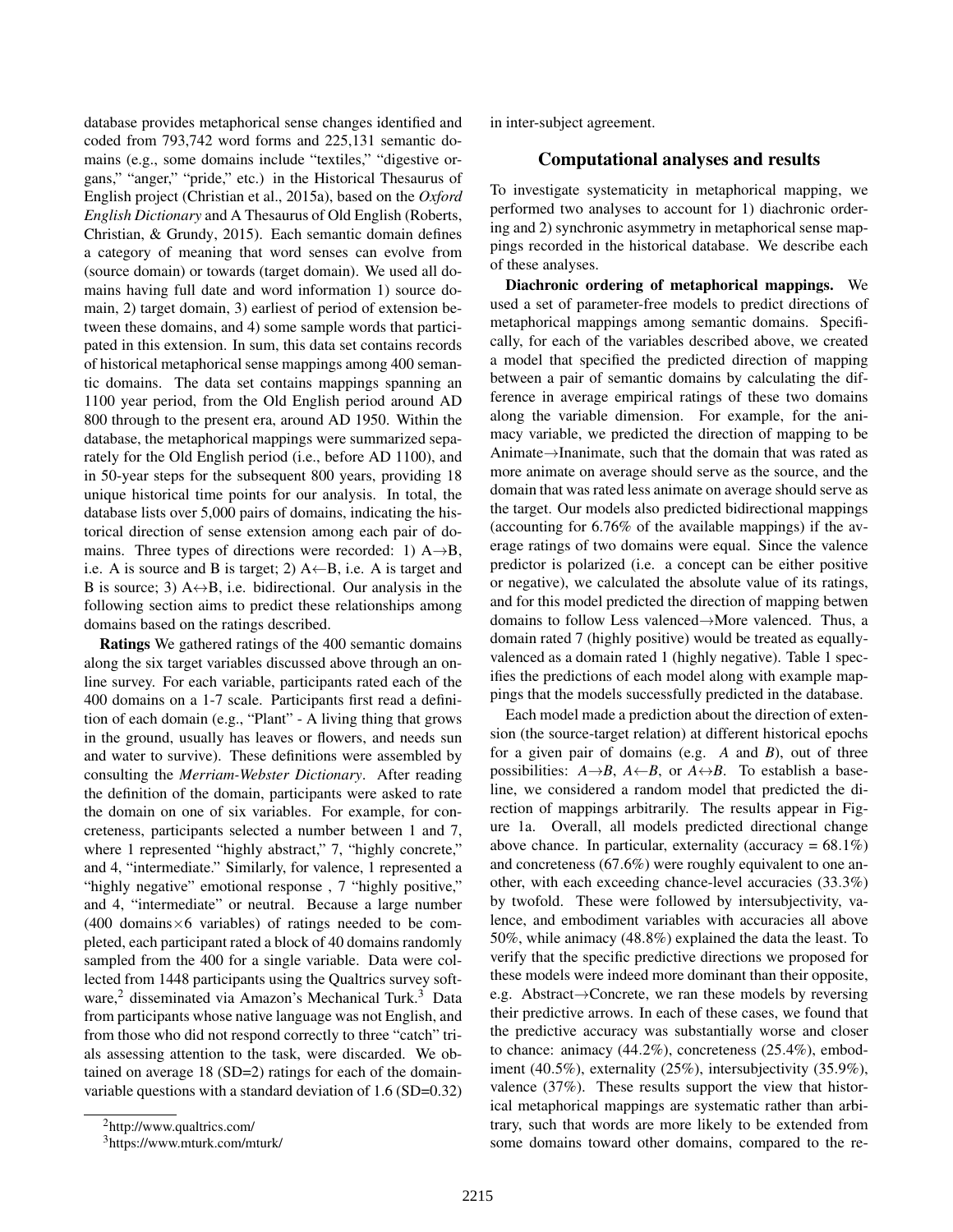database provides metaphorical sense changes identified and coded from 793,742 word forms and 225,131 semantic domains (e.g., some domains include "textiles," "digestive organs," "anger," "pride," etc.) in the Historical Thesaurus of English project (Christian et al., 2015a), based on the *Oxford English Dictionary* and A Thesaurus of Old English (Roberts, Christian, & Grundy, 2015). Each semantic domain defines a category of meaning that word senses can evolve from (source domain) or towards (target domain). We used all domains having full date and word information 1) source domain, 2) target domain, 3) earliest of period of extension between these domains, and 4) some sample words that participated in this extension. In sum, this data set contains records of historical metaphorical sense mappings among 400 semantic domains. The data set contains mappings spanning an 1100 year period, from the Old English period around AD 800 through to the present era, around AD 1950. Within the database, the metaphorical mappings were summarized separately for the Old English period (i.e., before AD 1100), and in 50-year steps for the subsequent 800 years, providing 18 unique historical time points for our analysis. In total, the database lists over 5,000 pairs of domains, indicating the historical direction of sense extension among each pair of domains. Three types of directions were recorded: 1) A→B, i.e. A is source and B is target; 2) A←B, i.e. A is target and B is source; 3) A↔B, i.e. bidirectional. Our analysis in the following section aims to predict these relationships among domains based on the ratings described.

**Ratings** We gathered ratings of the 400 semantic domains along the six target variables discussed above through an online survey. For each variable, participants rated each of the 400 domains on a 1-7 scale. Participants first read a definition of each domain (e.g., "Plant" - A living thing that grows in the ground, usually has leaves or flowers, and needs sun and water to survive). These definitions were assembled by consulting the *Merriam-Webster Dictionary*. After reading the definition of the domain, participants were asked to rate the domain on one of six variables. For example, for concreteness, participants selected a number between 1 and 7, where 1 represented "highly abstract," 7, "highly concrete," and 4, "intermediate." Similarly, for valence, 1 represented a "highly negative" emotional response , 7 "highly positive," and 4, "intermediate" or neutral. Because a large number (400 domains×6 variables) of ratings needed to be completed, each participant rated a block of 40 domains randomly sampled from the 400 for a single variable. Data were collected from 1448 participants using the Qualtrics survey software,[2] disseminated via Amazon's Mechanical Turk.[3] Data from participants whose native language was not English, and from those who did not respond correctly to three "catch" trials assessing attention to the task, were discarded. We obtained on average 18 (SD=2) ratings for each of the domain-variable questions with a standard deviation of 1.6 (SD=0.32) in inter-subject agreement.

[2]http://www.qualtrics.com/

[3]https://www.mturk.com/mturk/

## Computational analyses and results

To investigate systematicity in metaphorical mapping, we performed two analyses to account for 1) diachronic ordering and 2) synchronic asymmetry in metaphorical sense mappings recorded in the historical database. We describe each of these analyses.

**Diachronic ordering of metaphorical mappings.** We used a set of parameter-free models to predict directions of metaphorical mappings among semantic domains. Specifically, for each of the variables described above, we created a model that specified the predicted direction of mapping between a pair of semantic domains by calculating the difference in average empirical ratings of these two domains along the variable dimension. For example, for the animacy variable, we predicted the direction of mapping to be Animate→Inanimate, such that the domain that was rated as more animate on average should serve as the source, and the domain that was rated less animate on average should serve as the target. Our models also predicted bidirectional mappings (accounting for 6.76% of the available mappings) if the average ratings of two domains were equal. Since the valence predictor is polarized (i.e. a concept can be either positive or negative), we calculated the absolute value of its ratings, and for this model predicted the direction of mapping betwen domains to follow Less valenced→More valenced. Thus, a domain rated 7 (highly positive) would be treated as equally-valenced as a domain rated 1 (highly negative). Table 1 specifies the predictions of each model along with example mappings that the models successfully predicted in the database.

Each model made a prediction about the direction of extension (the source-target relation) at different historical epochs for a given pair of domains (e.g. *A* and *B*), out of three possibilities: *A*→*B*, *A*←*B*, or *A*↔*B*. To establish a baseline, we considered a random model that predicted the direction of mappings arbitrarily. The results appear in Figure 1a. Overall, all models predicted directional change above chance. In particular, externality (accuracy = 68.1%) and concreteness (67.6%) were roughly equivalent to one another, with each exceeding chance-level accuracies (33.3%) by twofold. These were followed by intersubjectivity, valence, and embodiment variables with accuracies all above 50%, while animacy (48.8%) explained the data the least. To verify that the specific predictive directions we proposed for these models were indeed more dominant than their opposite, e.g. Abstract→Concrete, we ran these models by reversing their predictive arrows. In each of these cases, we found that the predictive accuracy was substantially worse and closer to chance: animacy (44.2%), concreteness (25.4%), embodiment (40.5%), externality (25%), intersubjectivity (35.9%), valence (37%). These results support the view that historical metaphorical mappings are systematic rather than arbitrary, such that words are more likely to be extended from some domains toward other domains, compared to the re-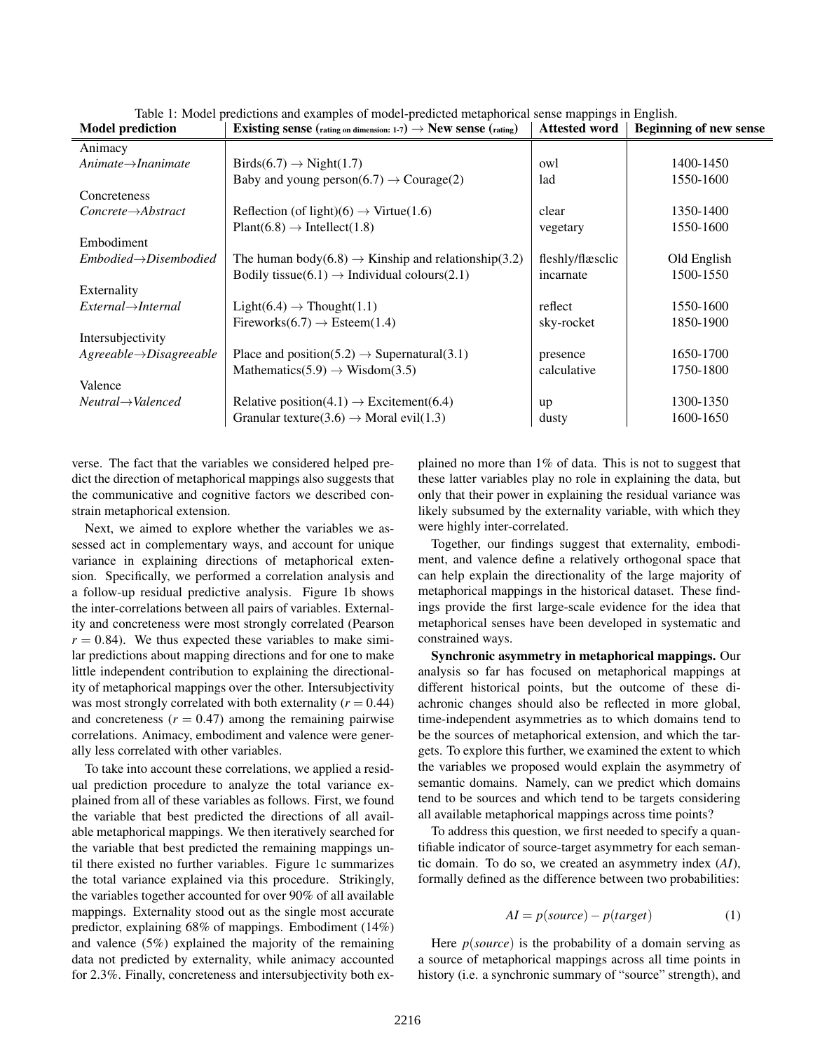Table 1: Model predictions and examples of model-predicted metaphorical sense mappings in English.

| Model prediction | Existing sense (rating on dimension: 1-7) → New sense (rating) | Attested word | Beginning of new sense |
|---|---|---|---|
| Animacy | | | |
| *Animate→Inanimate* | Birds(6.7) → Night(1.7) | owl | 1400-1450 |
| | Baby and young person(6.7) → Courage(2) | lad | 1550-1600 |
| Concreteness | | | |
| *Concrete→Abstract* | Reflection (of light)(6) → Virtue(1.6) | clear | 1350-1400 |
| | Plant(6.8) → Intellect(1.8) | vegetary | 1550-1600 |
| Embodiment | | | |
| *Embodied→Disembodied* | The human body(6.8) → Kinship and relationship(3.2) | fleshly/flæsclic | Old English |
| | Bodily tissue(6.1) → Individual colours(2.1) | incarnate | 1500-1550 |
| Externality | | | |
| *External→Internal* | Light(6.4) → Thought(1.1) | reflect | 1550-1600 |
| | Fireworks(6.7) → Esteem(1.4) | sky-rocket | 1850-1900 |
| Intersubjectivity | | | |
| *Agreeable→Disagreeable* | Place and position(5.2) → Supernatural(3.1) | presence | 1650-1700 |
| | Mathematics(5.9) → Wisdom(3.5) | calculative | 1750-1800 |
| Valence | | | |
| *Neutral→Valenced* | Relative position(4.1) → Excitement(6.4) | up | 1300-1350 |
| | Granular texture(3.6) → Moral evil(1.3) | dusty | 1600-1650 |

verse. The fact that the variables we considered helped predict the direction of metaphorical mappings also suggests that the communicative and cognitive factors we described constrain metaphorical extension.

Next, we aimed to explore whether the variables we assessed act in complementary ways, and account for unique variance in explaining directions of metaphorical extension. Specifically, we performed a correlation analysis and a follow-up residual predictive analysis. Figure 1b shows the inter-correlations between all pairs of variables. Externality and concreteness were most strongly correlated (Pearson $r = 0.84$). We thus expected these variables to make similar predictions about mapping directions and for one to make little independent contribution to explaining the directionality of metaphorical mappings over the other. Intersubjectivity was most strongly correlated with both externality ($r = 0.44$) and concreteness ($r = 0.47$) among the remaining pairwise correlations. Animacy, embodiment and valence were generally less correlated with other variables.

To take into account these correlations, we applied a residual prediction procedure to analyze the total variance explained from all of these variables as follows. First, we found the variable that best predicted the directions of all available metaphorical mappings. We then iteratively searched for the variable that best predicted the remaining mappings until there existed no further variables. Figure 1c summarizes the total variance explained via this procedure. Strikingly, the variables together accounted for over 90% of all available mappings. Externality stood out as the single most accurate predictor, explaining 68% of mappings. Embodiment (14%) and valence (5%) explained the majority of the remaining data not predicted by externality, while animacy accounted for 2.3%. Finally, concreteness and intersubjectivity both explained no more than 1% of data. This is not to suggest that these latter variables play no role in explaining the data, but only that their power in explaining the residual variance was likely subsumed by the externality variable, with which they were highly inter-correlated.

Together, our findings suggest that externality, embodiment, and valence define a relatively orthogonal space that can help explain the directionality of the large majority of metaphorical mappings in the historical dataset. These findings provide the first large-scale evidence for the idea that metaphorical senses have been developed in systematic and constrained ways.

**Synchronic asymmetry in metaphorical mappings.** Our analysis so far has focused on metaphorical mappings at different historical points, but the outcome of these diachronic changes should also be reflected in more global, time-independent asymmetries as to which domains tend to be the sources of metaphorical extension, and which the targets. To explore this further, we examined the extent to which the variables we proposed would explain the asymmetry of semantic domains. Namely, can we predict which domains tend to be sources and which tend to be targets considering all available metaphorical mappings across time points?

To address this question, we first needed to specify a quantifiable indicator of source-target asymmetry for each semantic domain. To do so, we created an asymmetry index (*AI*), formally defined as the difference between two probabilities:

$$AI = p(source) - p(target) \tag{1}$$

Here $p(source)$ is the probability of a domain serving as a source of metaphorical mappings across all time points in history (i.e. a synchronic summary of "source" strength), and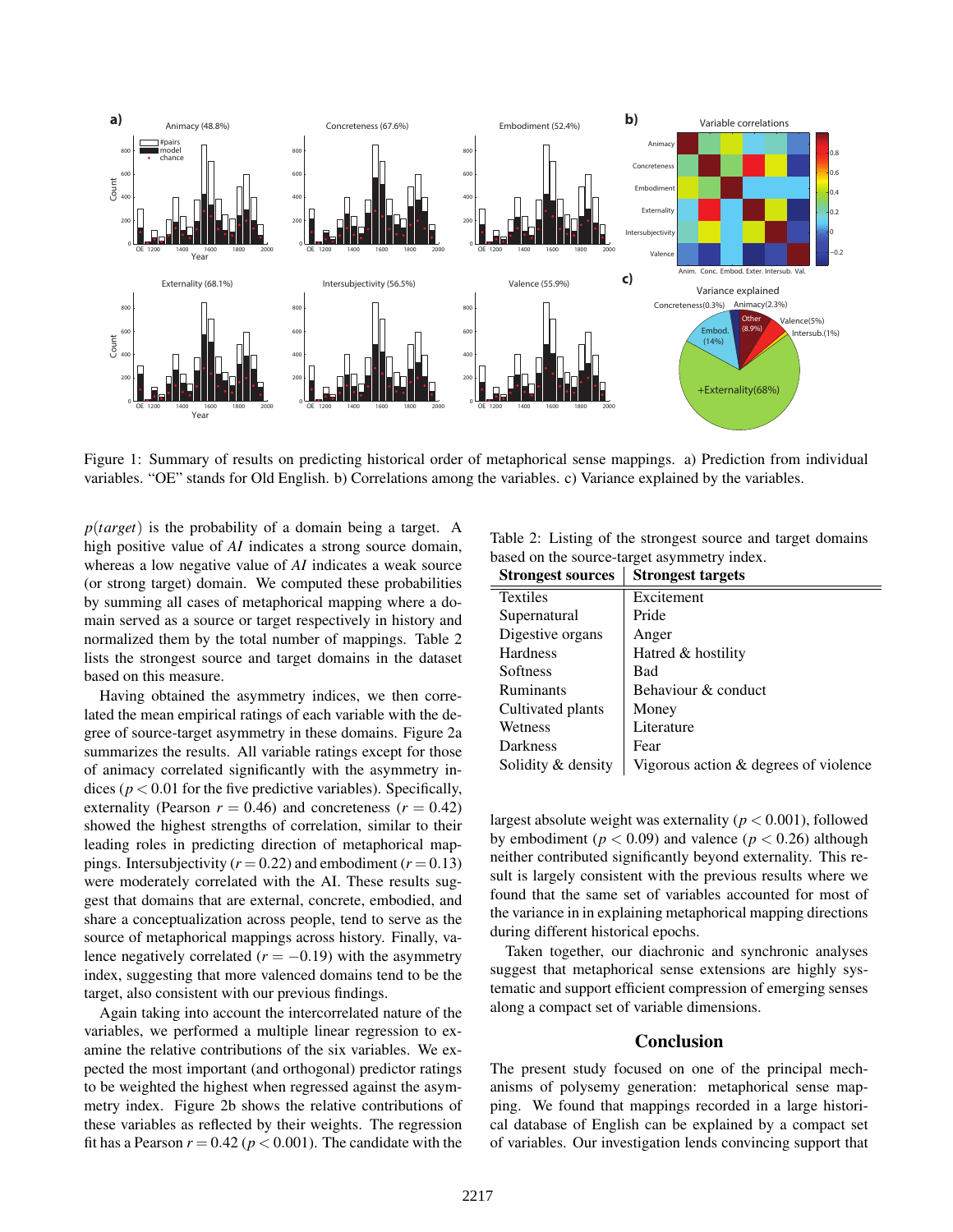Figure 1: Summary of results on predicting historical order of metaphorical sense mappings. a) Prediction from individual variables. "OE" stands for Old English. b) Correlations among the variables. c) Variance explained by the variables.

$p(target)$ is the probability of a domain being a target. A high positive value of *AI* indicates a strong source domain, whereas a low negative value of *AI* indicates a weak source (or strong target) domain. We computed these probabilities by summing all cases of metaphorical mapping where a domain served as a source or target respectively in history and normalized them by the total number of mappings. Table 2 lists the strongest source and target domains in the dataset based on this measure.

Having obtained the asymmetry indices, we then correlated the mean empirical ratings of each variable with the degree of source-target asymmetry in these domains. Figure 2a summarizes the results. All variable ratings except for those of animacy correlated significantly with the asymmetry indices ($p < 0.01$ for the five predictive variables). Specifically, externality (Pearson $r = 0.46$) and concreteness ($r = 0.42$) showed the highest strengths of correlation, similar to their leading roles in predicting direction of metaphorical mappings. Intersubjectivity ($r = 0.22$) and embodiment ($r = 0.13$) were moderately correlated with the AI. These results suggest that domains that are external, concrete, embodied, and share a conceptualization across people, tend to serve as the source of metaphorical mappings across history. Finally, valence negatively correlated ($r = -0.19$) with the asymmetry index, suggesting that more valenced domains tend to be the target, also consistent with our previous findings.

Again taking into account the intercorrelated nature of the variables, we performed a multiple linear regression to examine the relative contributions of the six variables. We expected the most important (and orthogonal) predictor ratings to be weighted the highest when regressed against the asymmetry index. Figure 2b shows the relative contributions of these variables as reflected by their weights. The regression fit has a Pearson $r = 0.42$ ($p < 0.001$). The candidate with the largest absolute weight was externality ($p < 0.001$), followed by embodiment ($p < 0.09$) and valence ($p < 0.26$) although neither contributed significantly beyond externality. This result is largely consistent with the previous results where we found that the same set of variables accounted for most of the variance in in explaining metaphorical mapping directions during different historical epochs.

Taken together, our diachronic and synchronic analyses suggest that metaphorical sense extensions are highly systematic and support efficient compression of emerging senses along a compact set of variable dimensions.

Table 2: Listing of the strongest source and target domains based on the source-target asymmetry index.

| Strongest sources | Strongest targets |
|---|---|
| Textiles | Excitement |
| Supernatural | Pride |
| Digestive organs | Anger |
| Hardness | Hatred & hostility |
| Softness | Bad |
| Ruminants | Behaviour & conduct |
| Cultivated plants | Money |
| Wetness | Literature |
| Darkness | Fear |
| Solidity & density | Vigorous action & degrees of violence |

## Conclusion

The present study focused on one of the principal mechanisms of polysemy generation: metaphorical sense mapping. We found that mappings recorded in a large historical database of English can be explained by a compact set of variables. Our investigation lends convincing support that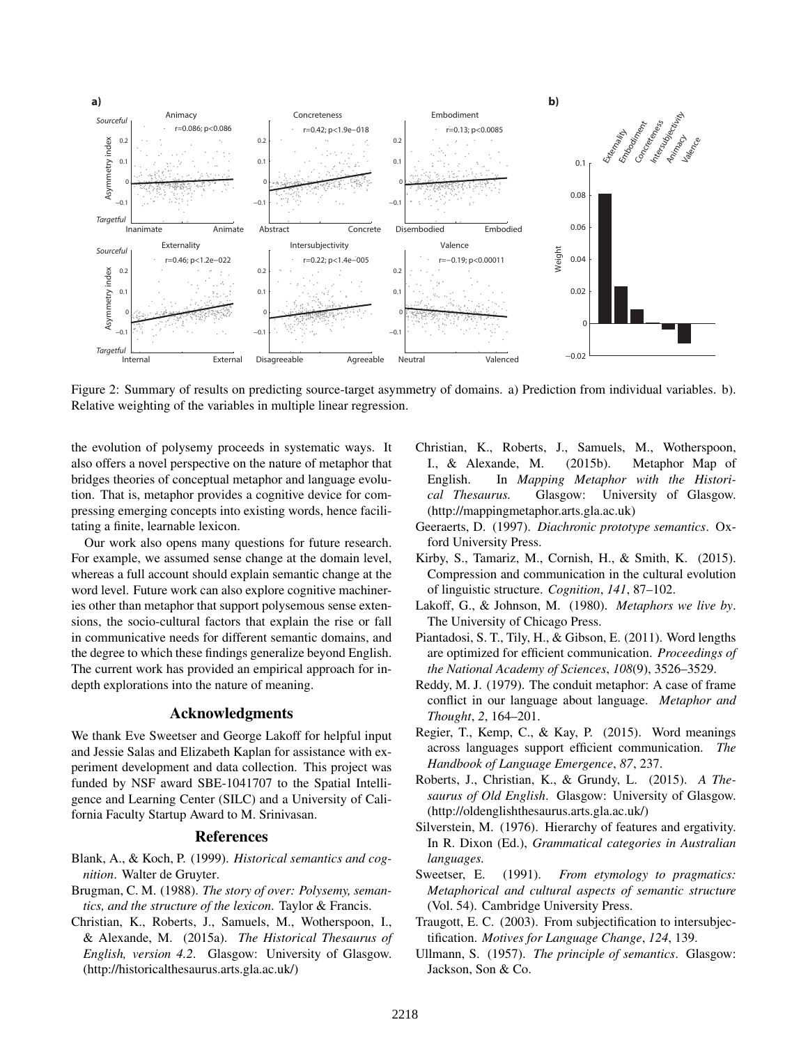a)

Animacy
Sourceful
r=0.086; p<0.086
Asymmetry index
0.2
0.1
0
−0.1
Targetful
Inanimate
Animate

Concreteness
r=0.42; p<1.9e−018
0.2
0.1
0
−0.1
Abstract
Concrete

Embodiment
r=0.13; p<0.0085
0.2
0.1
0
−0.1
Disembodied
Embodied

Externality
Sourceful
r=0.46; p<1.2e−022
Asymmetry index
0.2
0.1
0
−0.1
Targetful
Internal
External

Intersubjectivity
r=0.22; p<1.4e−005
0.2
0.1
0
−0.1
Disagreeable
Agreeable

Valence
r=−0.19; p<0.00011
0.2
0.1
0
−0.1
Neutral
Valenced

b)

Externality
Embodiment
Concreteness
Intersubjectivity
Animacy
Valence
Weight
0.1
0.08
0.06
0.04
0.02
0
−0.02

Figure 2: Summary of results on predicting source-target asymmetry of domains. a) Prediction from individual variables. b). Relative weighting of the variables in multiple linear regression.

the evolution of polysemy proceeds in systematic ways. It also offers a novel perspective on the nature of metaphor that bridges theories of conceptual metaphor and language evolution. That is, metaphor provides a cognitive device for compressing emerging concepts into existing words, hence facilitating a finite, learnable lexicon.

Our work also opens many questions for future research. For example, we assumed sense change at the domain level, whereas a full account should explain semantic change at the word level. Future work can also explore cognitive machineries other than metaphor that support polysemous sense extensions, the socio-cultural factors that explain the rise or fall in communicative needs for different semantic domains, and the degree to which these findings generalize beyond English. The current work has provided an empirical approach for in-depth explorations into the nature of meaning.

## Acknowledgments

We thank Eve Sweetser and George Lakoff for helpful input and Jessie Salas and Elizabeth Kaplan for assistance with experiment development and data collection. This project was funded by NSF award SBE-1041707 to the Spatial Intelligence and Learning Center (SILC) and a University of California Faculty Startup Award to M. Srinivasan.

## References

Blank, A., & Koch, P. (1999). *Historical semantics and cognition*. Walter de Gruyter.

Brugman, C. M. (1988). *The story of over: Polysemy, semantics, and the structure of the lexicon.* Taylor & Francis.

Christian, K., Roberts, J., Samuels, M., Wotherspoon, I., & Alexande, M. (2015a). *The Historical Thesaurus of English, version 4.2.* Glasgow: University of Glasgow. (http://historicalthesaurus.arts.gla.ac.uk/)

Christian, K., Roberts, J., Samuels, M., Wotherspoon, I., & Alexande, M. (2015b). Metaphor Map of English. In *Mapping Metaphor with the Historical Thesaurus.* Glasgow: University of Glasgow. (http://mappingmetaphor.arts.gla.ac.uk)

Geeraerts, D. (1997). *Diachronic prototype semantics*. Oxford University Press.

Kirby, S., Tamariz, M., Cornish, H., & Smith, K. (2015). Compression and communication in the cultural evolution of linguistic structure. *Cognition*, *141*, 87–102.

Lakoff, G., & Johnson, M. (1980). *Metaphors we live by*. The University of Chicago Press.

Piantadosi, S. T., Tily, H., & Gibson, E. (2011). Word lengths are optimized for efficient communication. *Proceedings of the National Academy of Sciences*, *108*(9), 3526–3529.

Reddy, M. J. (1979). The conduit metaphor: A case of frame conflict in our language about language. *Metaphor and Thought*, *2*, 164–201.

Regier, T., Kemp, C., & Kay, P. (2015). Word meanings across languages support efficient communication. *The Handbook of Language Emergence*, *87*, 237.

Roberts, J., Christian, K., & Grundy, L. (2015). *A Thesaurus of Old English*. Glasgow: University of Glasgow. (http://oldenglishthesaurus.arts.gla.ac.uk/)

Silverstein, M. (1976). Hierarchy of features and ergativity. In R. Dixon (Ed.), *Grammatical categories in Australian languages.*

Sweetser, E. (1991). *From etymology to pragmatics: Metaphorical and cultural aspects of semantic structure* (Vol. 54). Cambridge University Press.

Traugott, E. C. (2003). From subjectification to intersubjectification. *Motives for Language Change*, *124*, 139.

Ullmann, S. (1957). *The principle of semantics*. Glasgow: Jackson, Son & Co.